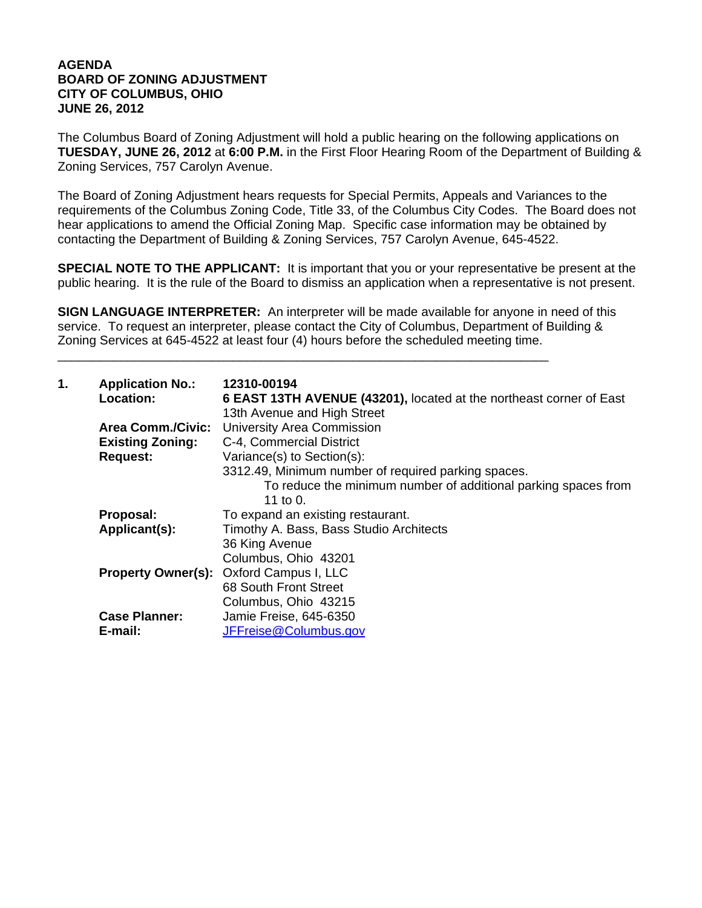**AGENDA**
**BOARD OF ZONING ADJUSTMENT**
**CITY OF COLUMBUS, OHIO**
**JUNE 26, 2012**

The Columbus Board of Zoning Adjustment will hold a public hearing on the following applications on **TUESDAY, JUNE 26, 2012** at **6:00 P.M.** in the First Floor Hearing Room of the Department of Building & Zoning Services, 757 Carolyn Avenue.

The Board of Zoning Adjustment hears requests for Special Permits, Appeals and Variances to the requirements of the Columbus Zoning Code, Title 33, of the Columbus City Codes. The Board does not hear applications to amend the Official Zoning Map. Specific case information may be obtained by contacting the Department of Building & Zoning Services, 757 Carolyn Avenue, 645-4522.

**SPECIAL NOTE TO THE APPLICANT:** It is important that you or your representative be present at the public hearing. It is the rule of the Board to dismiss an application when a representative is not present.

**SIGN LANGUAGE INTERPRETER:** An interpreter will be made available for anyone in need of this service. To request an interpreter, please contact the City of Columbus, Department of Building & Zoning Services at 645-4522 at least four (4) hours before the scheduled meeting time.

---

**1.**

**Application No.:** **12310-00194**
**Location:** **6 EAST 13TH AVENUE (43201),** located at the northeast corner of East 13th Avenue and High Street
**Area Comm./Civic:** University Area Commission
**Existing Zoning:** C-4, Commercial District
**Request:** Variance(s) to Section(s):
3312.49, Minimum number of required parking spaces.
To reduce the minimum number of additional parking spaces from 11 to 0.
**Proposal:** To expand an existing restaurant.
**Applicant(s):** Timothy A. Bass, Bass Studio Architects
36 King Avenue
Columbus, Ohio 43201
**Property Owner(s):** Oxford Campus I, LLC
68 South Front Street
Columbus, Ohio 43215
**Case Planner:** Jamie Freise, 645-6350
**E-mail:** JFFreise@Columbus.gov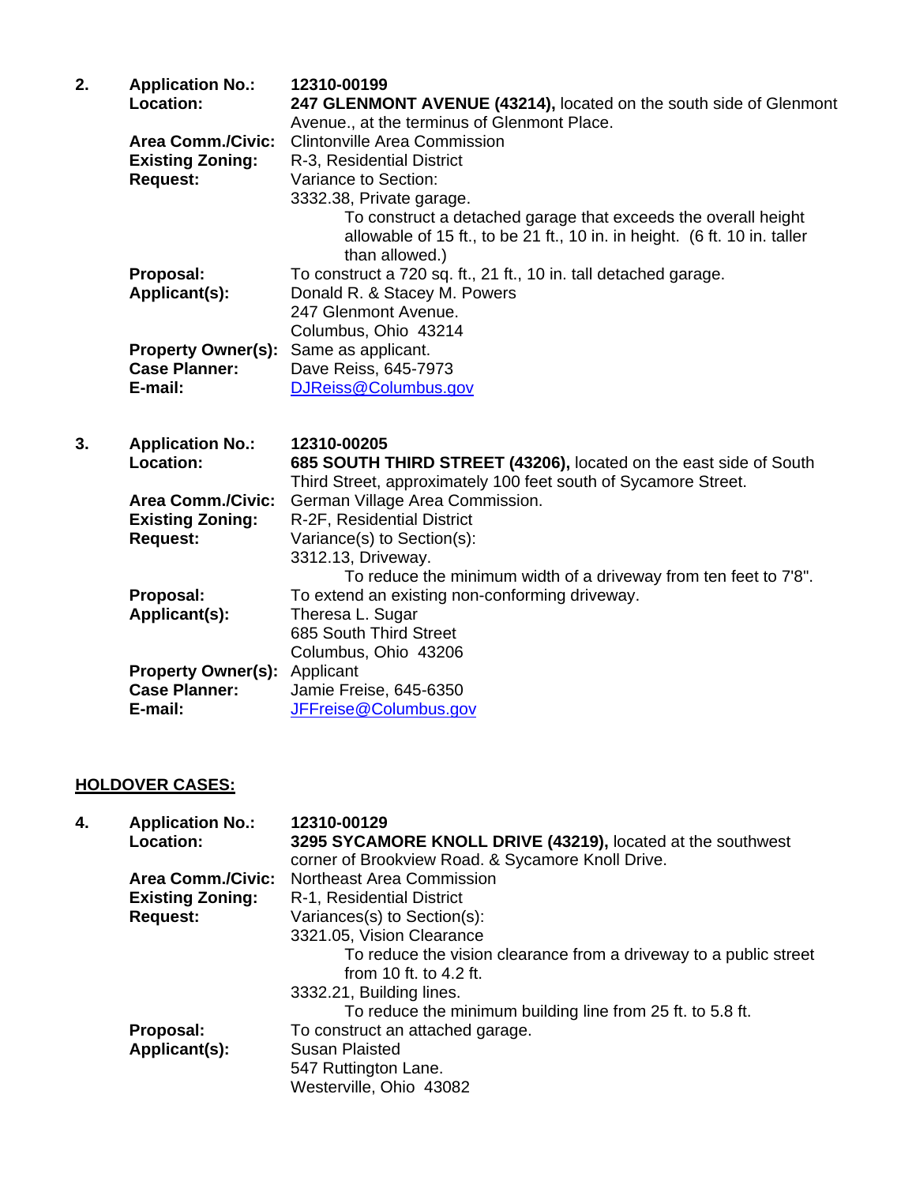**2. Application No.:** **12310-00199**
**Location:** **247 GLENMONT AVENUE (43214),** located on the south side of Glenmont Avenue., at the terminus of Glenmont Place.
**Area Comm./Civic:** Clintonville Area Commission
**Existing Zoning:** R-3, Residential District
**Request:** Variance to Section:
3332.38, Private garage.
To construct a detached garage that exceeds the overall height allowable of 15 ft., to be 21 ft., 10 in. in height. (6 ft. 10 in. taller than allowed.)
**Proposal:** To construct a 720 sq. ft., 21 ft., 10 in. tall detached garage.
**Applicant(s):** Donald R. & Stacey M. Powers
247 Glenmont Avenue.
Columbus, Ohio 43214
**Property Owner(s):** Same as applicant.
**Case Planner:** Dave Reiss, 645-7973
**E-mail:** DJReiss@Columbus.gov

**3. Application No.:** **12310-00205**
**Location:** **685 SOUTH THIRD STREET (43206),** located on the east side of South Third Street, approximately 100 feet south of Sycamore Street.
**Area Comm./Civic:** German Village Area Commission.
**Existing Zoning:** R-2F, Residential District
**Request:** Variance(s) to Section(s):
3312.13, Driveway.
To reduce the minimum width of a driveway from ten feet to 7'8".
**Proposal:** To extend an existing non-conforming driveway.
**Applicant(s):** Theresa L. Sugar
685 South Third Street
Columbus, Ohio 43206
**Property Owner(s):** Applicant
**Case Planner:** Jamie Freise, 645-6350
**E-mail:** JFFreise@Columbus.gov

## HOLDOVER CASES:

**4. Application No.:** **12310-00129**
**Location:** **3295 SYCAMORE KNOLL DRIVE (43219),** located at the southwest corner of Brookview Road. & Sycamore Knoll Drive.
**Area Comm./Civic:** Northeast Area Commission
**Existing Zoning:** R-1, Residential District
**Request:** Variances(s) to Section(s):
3321.05, Vision Clearance
To reduce the vision clearance from a driveway to a public street from 10 ft. to 4.2 ft.
3332.21, Building lines.
To reduce the minimum building line from 25 ft. to 5.8 ft.
**Proposal:** To construct an attached garage.
**Applicant(s):** Susan Plaisted
547 Ruttington Lane.
Westerville, Ohio 43082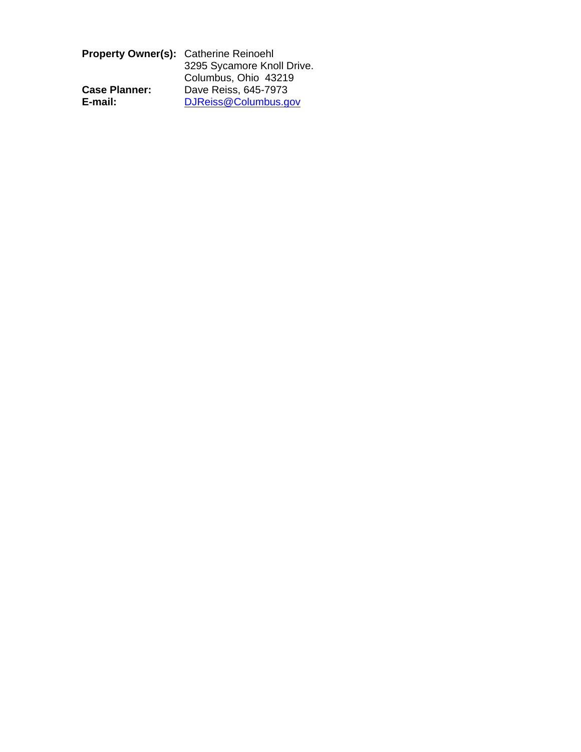**Property Owner(s):** Catherine Reinoehl
3295 Sycamore Knoll Drive.
Columbus, Ohio 43219

**Case Planner:** Dave Reiss, 645-7973

**E-mail:** DJReiss@Columbus.gov